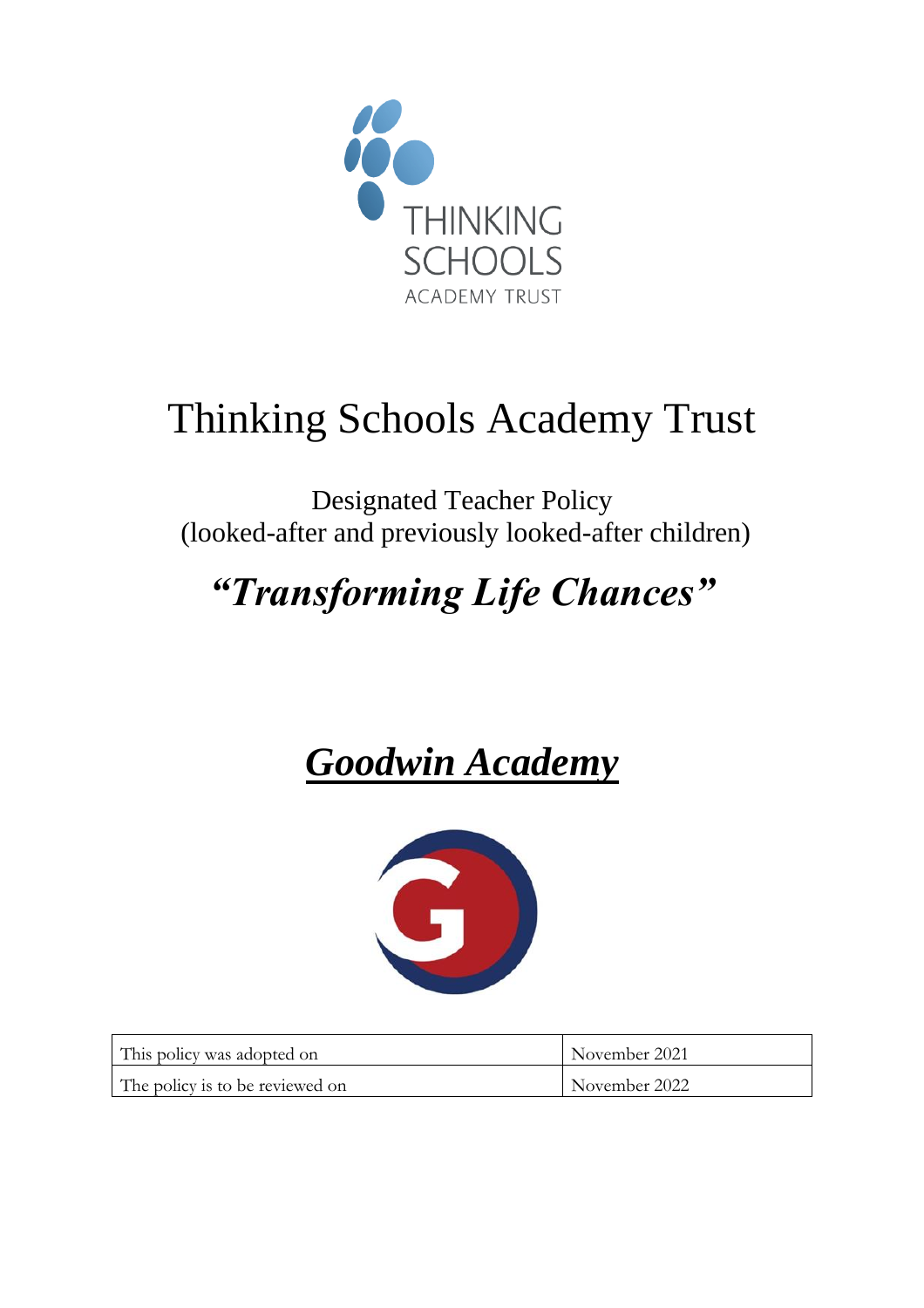THINKING SCHOOLS ACADEMY TRUST

# Thinking Schools Academy Trust

Designated Teacher Policy
(looked-after and previously looked-after children)

## *"Transforming Life Chances"*

## ***Goodwin Academy***

| This policy was adopted on | November 2021 |
|---|---|
| The policy is to be reviewed on | November 2022 |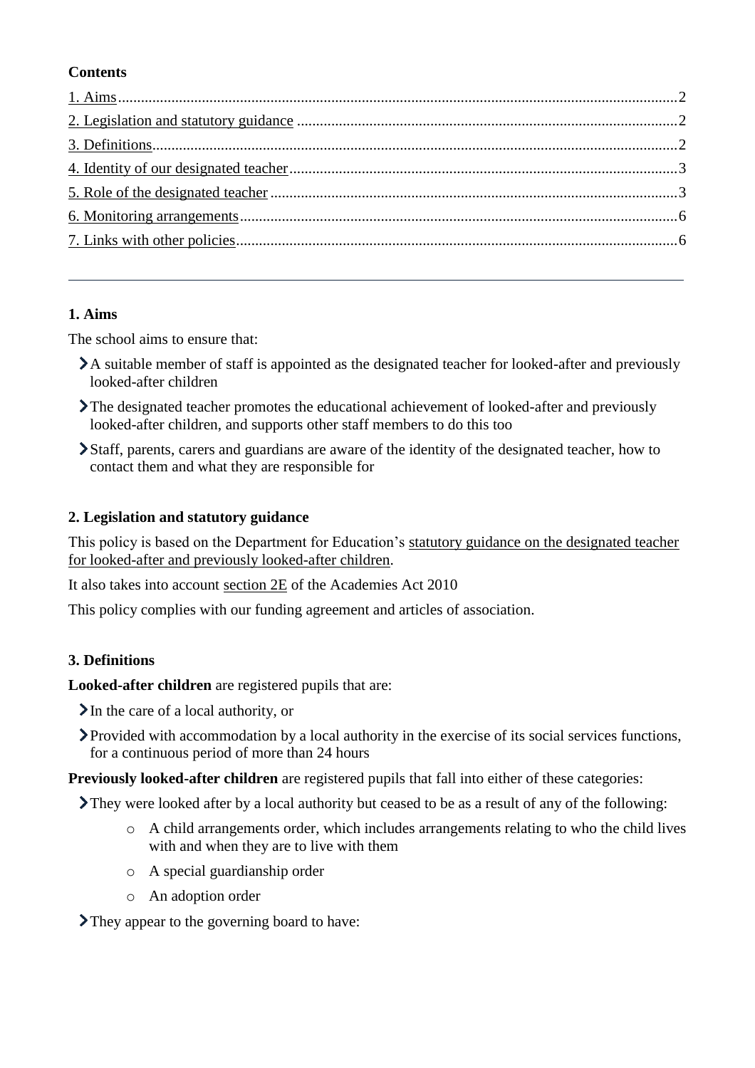**Contents**

[1. Aims](#) .......... 2
[2. Legislation and statutory guidance](#) .......... 2
[3. Definitions](#) .......... 2
[4. Identity of our designated teacher](#) .......... 3
[5. Role of the designated teacher](#) .......... 3
[6. Monitoring arrangements](#) .......... 6
[7. Links with other policies](#) .......... 6

---

## 1. Aims

The school aims to ensure that:

- A suitable member of staff is appointed as the designated teacher for looked-after and previously looked-after children
- The designated teacher promotes the educational achievement of looked-after and previously looked-after children, and supports other staff members to do this too
- Staff, parents, carers and guardians are aware of the identity of the designated teacher, how to contact them and what they are responsible for

## 2. Legislation and statutory guidance

This policy is based on the Department for Education's statutory guidance on the designated teacher for looked-after and previously looked-after children.

It also takes into account section 2E of the Academies Act 2010

This policy complies with our funding agreement and articles of association.

## 3. Definitions

**Looked-after children** are registered pupils that are:

- In the care of a local authority, or
- Provided with accommodation by a local authority in the exercise of its social services functions, for a continuous period of more than 24 hours

**Previously looked-after children** are registered pupils that fall into either of these categories:

- They were looked after by a local authority but ceased to be as a result of any of the following:
  - A child arrangements order, which includes arrangements relating to who the child lives with and when they are to live with them
  - A special guardianship order
  - An adoption order
- They appear to the governing board to have: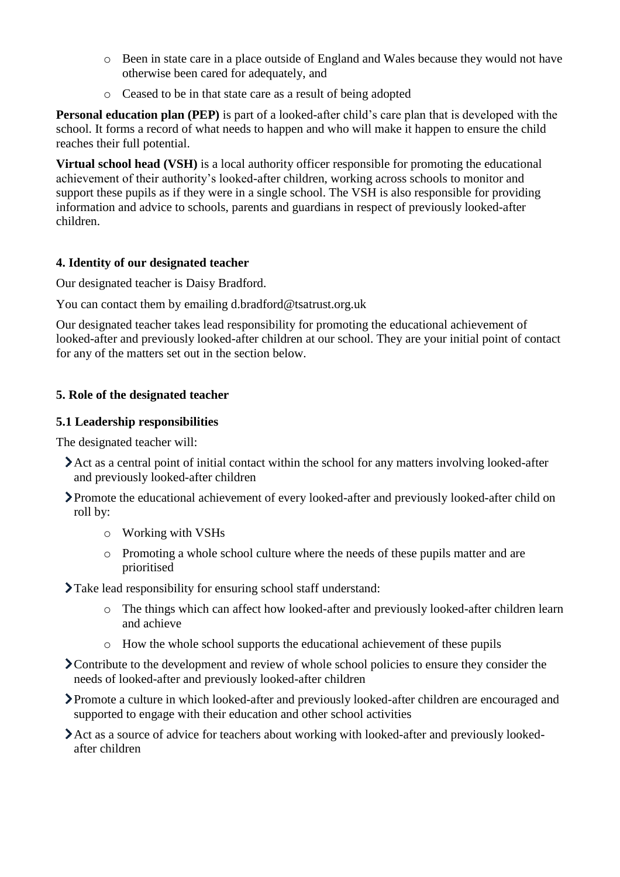- Been in state care in a place outside of England and Wales because they would not have otherwise been cared for adequately, and
    - Ceased to be in that state care as a result of being adopted

**Personal education plan (PEP)** is part of a looked-after child's care plan that is developed with the school. It forms a record of what needs to happen and who will make it happen to ensure the child reaches their full potential.

**Virtual school head (VSH)** is a local authority officer responsible for promoting the educational achievement of their authority's looked-after children, working across schools to monitor and support these pupils as if they were in a single school. The VSH is also responsible for providing information and advice to schools, parents and guardians in respect of previously looked-after children.

## 4. Identity of our designated teacher

Our designated teacher is Daisy Bradford.

You can contact them by emailing d.bradford@tsatrust.org.uk

Our designated teacher takes lead responsibility for promoting the educational achievement of looked-after and previously looked-after children at our school. They are your initial point of contact for any of the matters set out in the section below.

## 5. Role of the designated teacher

### 5.1 Leadership responsibilities

The designated teacher will:

- Act as a central point of initial contact within the school for any matters involving looked-after and previously looked-after children
- Promote the educational achievement of every looked-after and previously looked-after child on roll by:
    - Working with VSHs
    - Promoting a whole school culture where the needs of these pupils matter and are prioritised
- Take lead responsibility for ensuring school staff understand:
    - The things which can affect how looked-after and previously looked-after children learn and achieve
    - How the whole school supports the educational achievement of these pupils
- Contribute to the development and review of whole school policies to ensure they consider the needs of looked-after and previously looked-after children
- Promote a culture in which looked-after and previously looked-after children are encouraged and supported to engage with their education and other school activities
- Act as a source of advice for teachers about working with looked-after and previously looked-after children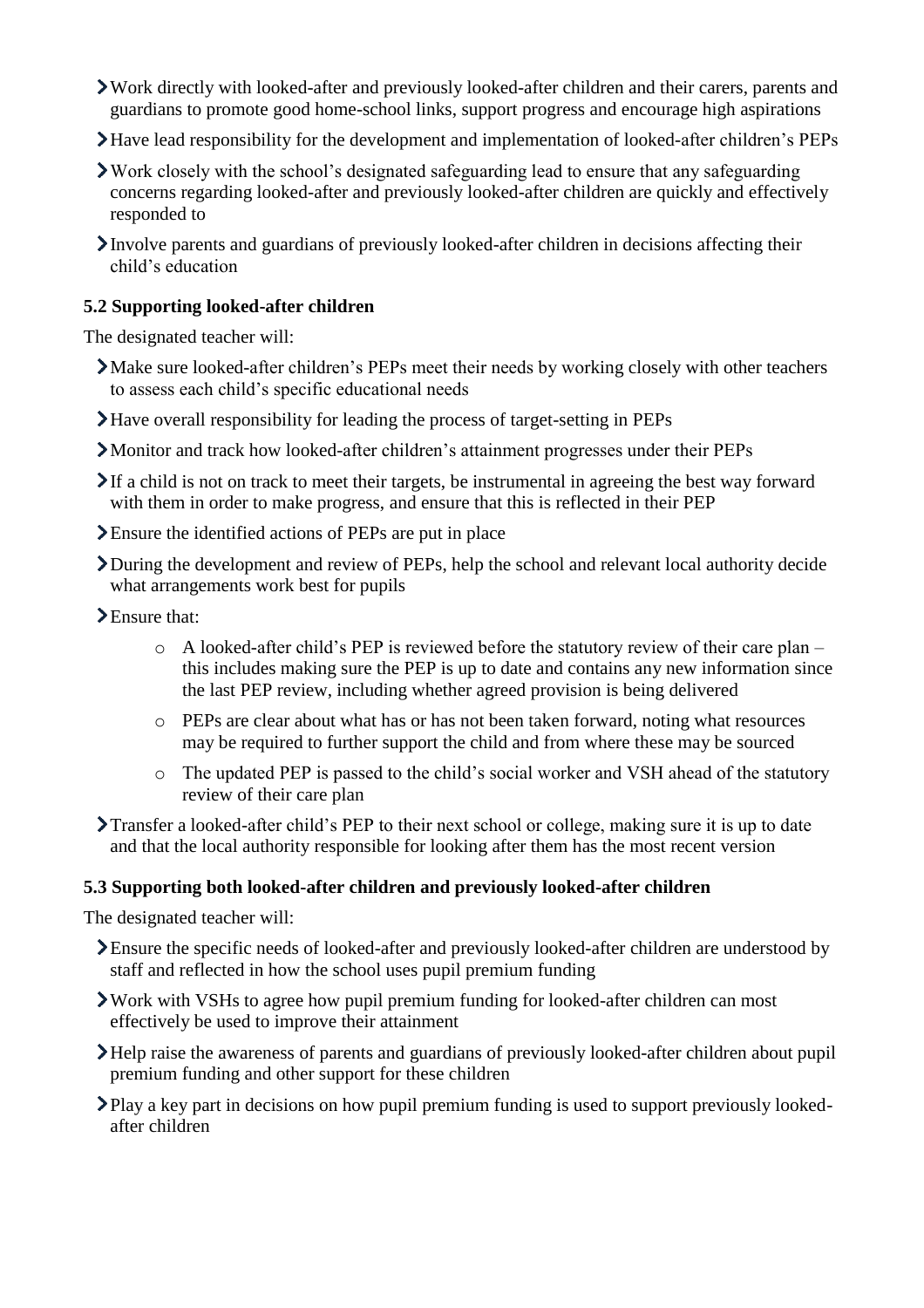- Work directly with looked-after and previously looked-after children and their carers, parents and guardians to promote good home-school links, support progress and encourage high aspirations
- Have lead responsibility for the development and implementation of looked-after children's PEPs
- Work closely with the school's designated safeguarding lead to ensure that any safeguarding concerns regarding looked-after and previously looked-after children are quickly and effectively responded to
- Involve parents and guardians of previously looked-after children in decisions affecting their child's education

### 5.2 Supporting looked-after children

The designated teacher will:

- Make sure looked-after children's PEPs meet their needs by working closely with other teachers to assess each child's specific educational needs
- Have overall responsibility for leading the process of target-setting in PEPs
- Monitor and track how looked-after children's attainment progresses under their PEPs
- If a child is not on track to meet their targets, be instrumental in agreeing the best way forward with them in order to make progress, and ensure that this is reflected in their PEP
- Ensure the identified actions of PEPs are put in place
- During the development and review of PEPs, help the school and relevant local authority decide what arrangements work best for pupils
- Ensure that:
  - A looked-after child's PEP is reviewed before the statutory review of their care plan – this includes making sure the PEP is up to date and contains any new information since the last PEP review, including whether agreed provision is being delivered
  - PEPs are clear about what has or has not been taken forward, noting what resources may be required to further support the child and from where these may be sourced
  - The updated PEP is passed to the child's social worker and VSH ahead of the statutory review of their care plan
- Transfer a looked-after child's PEP to their next school or college, making sure it is up to date and that the local authority responsible for looking after them has the most recent version

### 5.3 Supporting both looked-after children and previously looked-after children

The designated teacher will:

- Ensure the specific needs of looked-after and previously looked-after children are understood by staff and reflected in how the school uses pupil premium funding
- Work with VSHs to agree how pupil premium funding for looked-after children can most effectively be used to improve their attainment
- Help raise the awareness of parents and guardians of previously looked-after children about pupil premium funding and other support for these children
- Play a key part in decisions on how pupil premium funding is used to support previously looked-after children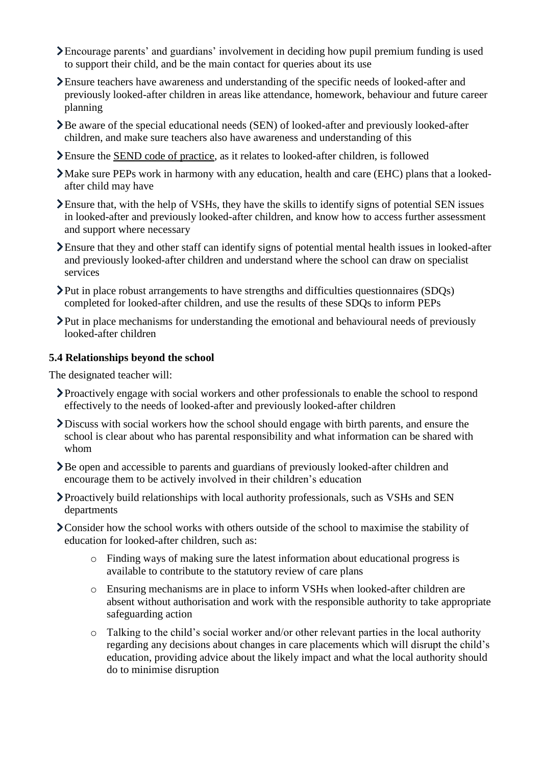- Encourage parents' and guardians' involvement in deciding how pupil premium funding is used to support their child, and be the main contact for queries about its use
- Ensure teachers have awareness and understanding of the specific needs of looked-after and previously looked-after children in areas like attendance, homework, behaviour and future career planning
- Be aware of the special educational needs (SEN) of looked-after and previously looked-after children, and make sure teachers also have awareness and understanding of this
- Ensure the SEND code of practice, as it relates to looked-after children, is followed
- Make sure PEPs work in harmony with any education, health and care (EHC) plans that a looked-after child may have
- Ensure that, with the help of VSHs, they have the skills to identify signs of potential SEN issues in looked-after and previously looked-after children, and know how to access further assessment and support where necessary
- Ensure that they and other staff can identify signs of potential mental health issues in looked-after and previously looked-after children and understand where the school can draw on specialist services
- Put in place robust arrangements to have strengths and difficulties questionnaires (SDQs) completed for looked-after children, and use the results of these SDQs to inform PEPs
- Put in place mechanisms for understanding the emotional and behavioural needs of previously looked-after children

### 5.4 Relationships beyond the school

The designated teacher will:

- Proactively engage with social workers and other professionals to enable the school to respond effectively to the needs of looked-after and previously looked-after children
- Discuss with social workers how the school should engage with birth parents, and ensure the school is clear about who has parental responsibility and what information can be shared with whom
- Be open and accessible to parents and guardians of previously looked-after children and encourage them to be actively involved in their children's education
- Proactively build relationships with local authority professionals, such as VSHs and SEN departments
- Consider how the school works with others outside of the school to maximise the stability of education for looked-after children, such as:
    - Finding ways of making sure the latest information about educational progress is available to contribute to the statutory review of care plans
    - Ensuring mechanisms are in place to inform VSHs when looked-after children are absent without authorisation and work with the responsible authority to take appropriate safeguarding action
    - Talking to the child's social worker and/or other relevant parties in the local authority regarding any decisions about changes in care placements which will disrupt the child's education, providing advice about the likely impact and what the local authority should do to minimise disruption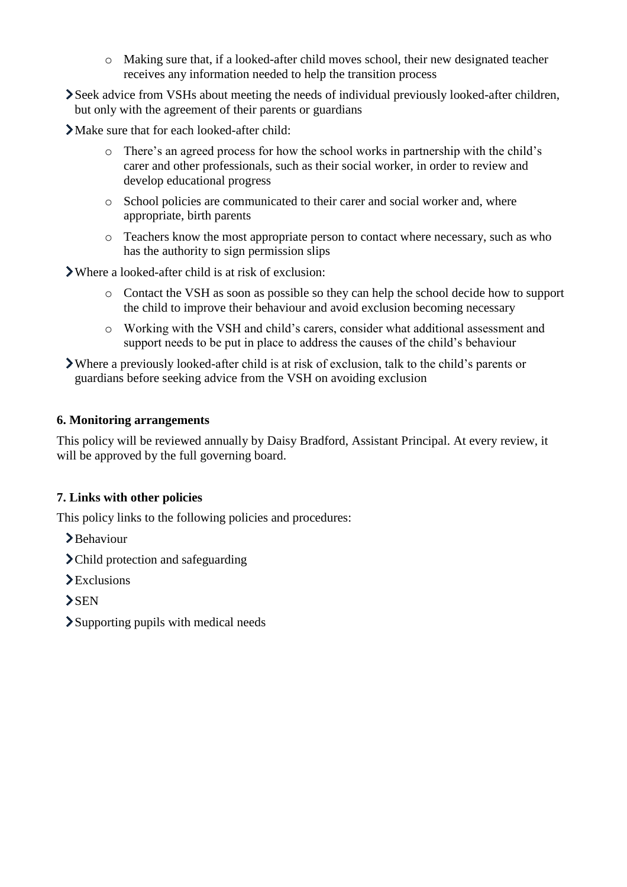- Making sure that, if a looked-after child moves school, their new designated teacher receives any information needed to help the transition process

- Seek advice from VSHs about meeting the needs of individual previously looked-after children, but only with the agreement of their parents or guardians
- Make sure that for each looked-after child:
    - There's an agreed process for how the school works in partnership with the child's carer and other professionals, such as their social worker, in order to review and develop educational progress
    - School policies are communicated to their carer and social worker and, where appropriate, birth parents
    - Teachers know the most appropriate person to contact where necessary, such as who has the authority to sign permission slips
- Where a looked-after child is at risk of exclusion:
    - Contact the VSH as soon as possible so they can help the school decide how to support the child to improve their behaviour and avoid exclusion becoming necessary
    - Working with the VSH and child's carers, consider what additional assessment and support needs to be put in place to address the causes of the child's behaviour
- Where a previously looked-after child is at risk of exclusion, talk to the child's parents or guardians before seeking advice from the VSH on avoiding exclusion

## 6. Monitoring arrangements

This policy will be reviewed annually by Daisy Bradford, Assistant Principal. At every review, it will be approved by the full governing board.

## 7. Links with other policies

This policy links to the following policies and procedures:

- Behaviour
- Child protection and safeguarding
- Exclusions
- SEN
- Supporting pupils with medical needs